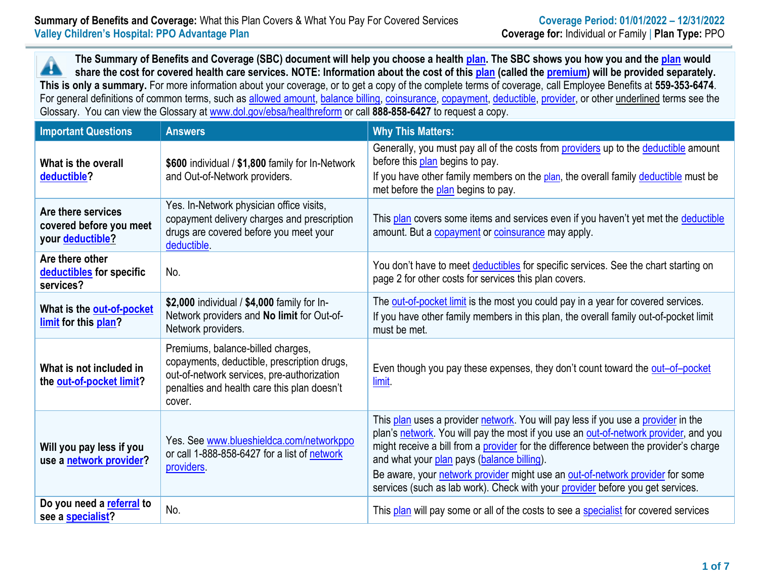**Summary of Benefits and Coverage:** What this Plan Covers & What You Pay For Covered Services
Valley Children's Hospital: PPO Advantage Plan

Coverage Period: 01/01/2022 – 12/31/2022
**Coverage for:** Individual or Family | **Plan Type:** PPO

**The Summary of Benefits and Coverage (SBC) document will help you choose a health plan. The SBC shows you how you and the plan would share the cost for covered health care services. NOTE: Information about the cost of this plan (called the premium) will be provided separately. This is only a summary.** For more information about your coverage, or to get a copy of the complete terms of coverage, call Employee Benefits at **559-353-6474**. For general definitions of common terms, such as allowed amount, balance billing, coinsurance, copayment, deductible, provider, or other underlined terms see the Glossary. You can view the Glossary at www.dol.gov/ebsa/healthreform or call **888-858-6427** to request a copy.

| Important Questions | Answers | Why This Matters: |
|---|---|---|
| **What is the overall deductible?** | **$600** individual / **$1,800** family for In-Network and Out-of-Network providers. | Generally, you must pay all of the costs from providers up to the deductible amount before this plan begins to pay. If you have other family members on the plan, the overall family deductible must be met before the plan begins to pay. |
| **Are there services covered before you meet your deductible?** | Yes. In-Network physician office visits, copayment delivery charges and prescription drugs are covered before you meet your deductible. | This plan covers some items and services even if you haven't yet met the deductible amount. But a copayment or coinsurance may apply. |
| **Are there other deductibles for specific services?** | No. | You don't have to meet deductibles for specific services. See the chart starting on page 2 for other costs for services this plan covers. |
| **What is the out-of-pocket limit for this plan?** | **$2,000** individual / **$4,000** family for In-Network providers and **No limit** for Out-of-Network providers. | The out-of-pocket limit is the most you could pay in a year for covered services. If you have other family members in this plan, the overall family out-of-pocket limit must be met. |
| **What is not included in the out-of-pocket limit?** | Premiums, balance-billed charges, copayments, deductible, prescription drugs, out-of-network services, pre-authorization penalties and health care this plan doesn't cover. | Even though you pay these expenses, they don't count toward the out–of–pocket limit. |
| **Will you pay less if you use a network provider?** | Yes. See www.blueshieldca.com/networkppo or call 1-888-858-6427 for a list of network providers. | This plan uses a provider network. You will pay less if you use a provider in the plan's network. You will pay the most if you use an out-of-network provider, and you might receive a bill from a provider for the difference between the provider's charge and what your plan pays (balance billing). Be aware, your network provider might use an out-of-network provider for some services (such as lab work). Check with your provider before you get services. |
| **Do you need a referral to see a specialist?** | No. | This plan will pay some or all of the costs to see a specialist for covered services |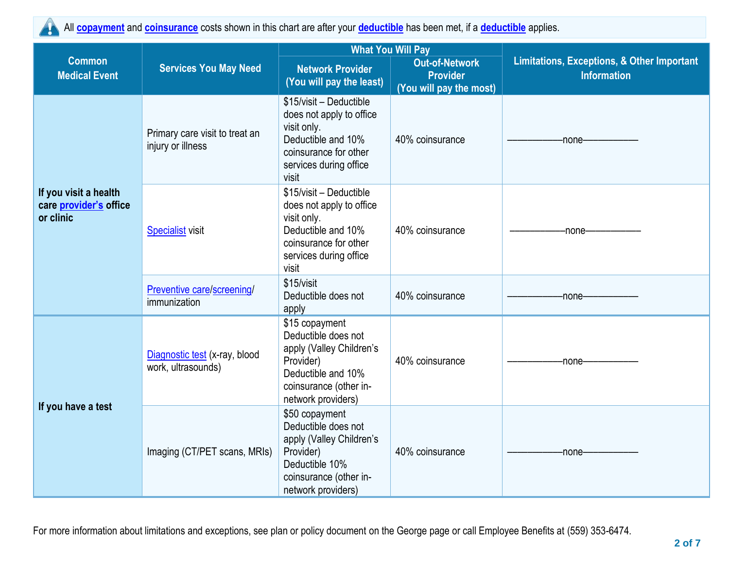All **copayment** and **coinsurance** costs shown in this chart are after your **deductible** has been met, if a **deductible** applies.

| Common Medical Event | Services You May Need | What You Will Pay | | Limitations, Exceptions, & Other Important Information |
|---|---|---|---|---|
| | | Network Provider (You will pay the least) | Out-of-Network Provider (You will pay the most) | |
| **If you visit a health care provider's office or clinic** | Primary care visit to treat an injury or illness | $15/visit – Deductible does not apply to office visit only. Deductible and 10% coinsurance for other services during office visit | 40% coinsurance | ——————none—————— |
| | Specialist visit | $15/visit – Deductible does not apply to office visit only. Deductible and 10% coinsurance for other services during office visit | 40% coinsurance | ——————none—————— |
| | Preventive care/screening/ immunization | $15/visit Deductible does not apply | 40% coinsurance | ——————none—————— |
| **If you have a test** | Diagnostic test (x-ray, blood work, ultrasounds) | $15 copayment Deductible does not apply (Valley Children's Provider) Deductible and 10% coinsurance (other in-network providers) | 40% coinsurance | ——————none—————— |
| | Imaging (CT/PET scans, MRIs) | $50 copayment Deductible does not apply (Valley Children's Provider) Deductible 10% coinsurance (other in-network providers) | 40% coinsurance | ——————none—————— |

For more information about limitations and exceptions, see plan or policy document on the George page or call Employee Benefits at (559) 353-6474.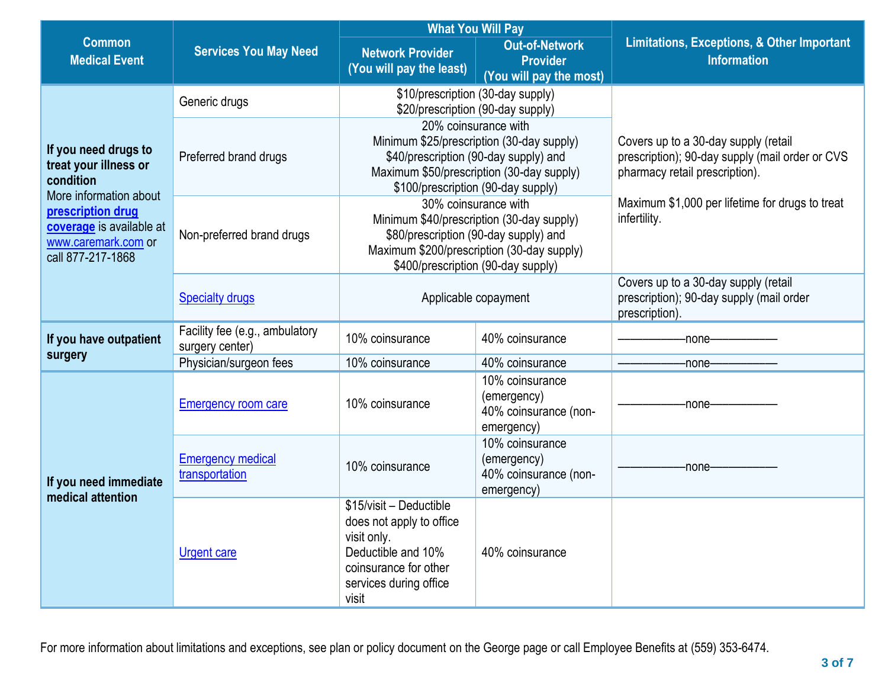| Common Medical Event | Services You May Need | What You Will Pay | | Limitations, Exceptions, & Other Important Information |
|---|---|---|---|---|
| | | Network Provider (You will pay the least) | Out-of-Network Provider (You will pay the most) | |
| **If you need drugs to treat your illness or condition** More information about prescription drug coverage is available at www.caremark.com or call 877-217-1868 | Generic drugs | $10/prescription (30-day supply) $20/prescription (90-day supply) | | Covers up to a 30-day supply (retail prescription); 90-day supply (mail order or CVS pharmacy retail prescription). Maximum $1,000 per lifetime for drugs to treat infertility. |
| | Preferred brand drugs | 20% coinsurance with Minimum $25/prescription (30-day supply) $40/prescription (90-day supply) and Maximum $50/prescription (30-day supply) $100/prescription (90-day supply) | | |
| | Non-preferred brand drugs | 30% coinsurance with Minimum $40/prescription (30-day supply) $80/prescription (90-day supply) and Maximum $200/prescription (30-day supply) $400/prescription (90-day supply) | | |
| | Specialty drugs | Applicable copayment | | Covers up to a 30-day supply (retail prescription); 90-day supply (mail order prescription). |
| **If you have outpatient surgery** | Facility fee (e.g., ambulatory surgery center) | 10% coinsurance | 40% coinsurance | ———————none——————— |
| | Physician/surgeon fees | 10% coinsurance | 40% coinsurance | ———————none——————— |
| **If you need immediate medical attention** | Emergency room care | 10% coinsurance | 10% coinsurance (emergency) 40% coinsurance (non-emergency) | ———————none——————— |
| | Emergency medical transportation | 10% coinsurance | 10% coinsurance (emergency) 40% coinsurance (non-emergency) | ———————none——————— |
| | Urgent care | $15/visit – Deductible does not apply to office visit only. Deductible and 10% coinsurance for other services during office visit | 40% coinsurance | |

For more information about limitations and exceptions, see plan or policy document on the George page or call Employee Benefits at (559) 353-6474.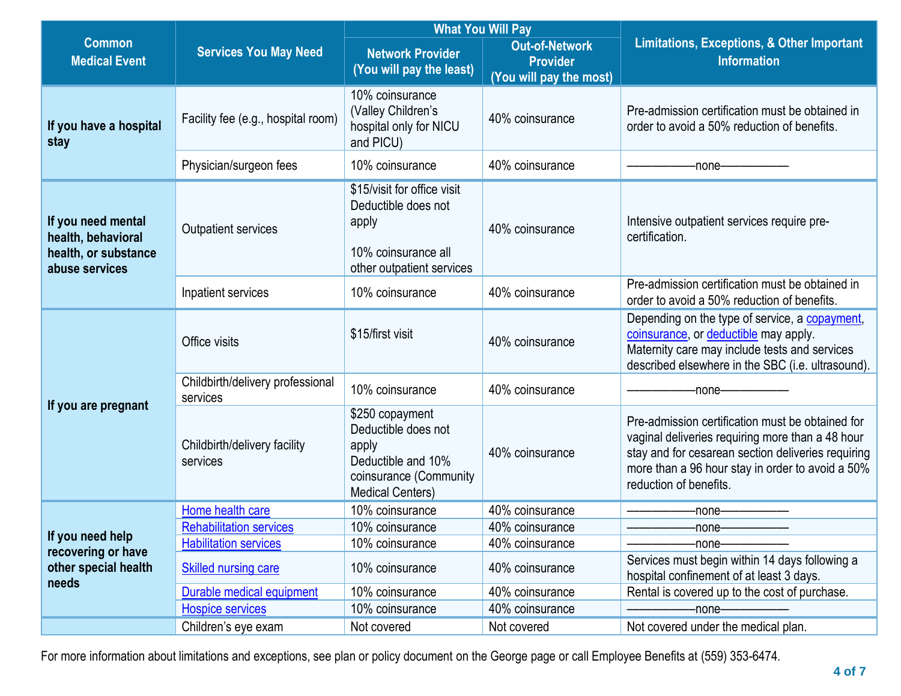| Common Medical Event | Services You May Need | What You Will Pay | | Limitations, Exceptions, & Other Important Information |
|---|---|---|---|---|
| | | Network Provider (You will pay the least) | Out-of-Network Provider (You will pay the most) | |
| **If you have a hospital stay** | Facility fee (e.g., hospital room) | 10% coinsurance (Valley Children's hospital only for NICU and PICU) | 40% coinsurance | Pre-admission certification must be obtained in order to avoid a 50% reduction of benefits. |
| | Physician/surgeon fees | 10% coinsurance | 40% coinsurance | ——————none—————— |
| **If you need mental health, behavioral health, or substance abuse services** | Outpatient services | $15/visit for office visit Deductible does not apply<br><br>10% coinsurance all other outpatient services | 40% coinsurance | Intensive outpatient services require pre-certification. |
| | Inpatient services | 10% coinsurance | 40% coinsurance | Pre-admission certification must be obtained in order to avoid a 50% reduction of benefits. |
| **If you are pregnant** | Office visits | $15/first visit | 40% coinsurance | Depending on the type of service, a copayment, coinsurance, or deductible may apply. Maternity care may include tests and services described elsewhere in the SBC (i.e. ultrasound). |
| | Childbirth/delivery professional services | 10% coinsurance | 40% coinsurance | ——————none—————— |
| | Childbirth/delivery facility services | $250 copayment Deductible does not apply<br>Deductible and 10% coinsurance (Community Medical Centers) | 40% coinsurance | Pre-admission certification must be obtained for vaginal deliveries requiring more than a 48 hour stay and for cesarean section deliveries requiring more than a 96 hour stay in order to avoid a 50% reduction of benefits. |
| **If you need help recovering or have other special health needs** | Home health care | 10% coinsurance | 40% coinsurance | ——————none—————— |
| | Rehabilitation services | 10% coinsurance | 40% coinsurance | ——————none—————— |
| | Habilitation services | 10% coinsurance | 40% coinsurance | ——————none—————— |
| | Skilled nursing care | 10% coinsurance | 40% coinsurance | Services must begin within 14 days following a hospital confinement of at least 3 days. |
| | Durable medical equipment | 10% coinsurance | 40% coinsurance | Rental is covered up to the cost of purchase. |
| | Hospice services | 10% coinsurance | 40% coinsurance | ——————none—————— |
| | Children's eye exam | Not covered | Not covered | Not covered under the medical plan. |

For more information about limitations and exceptions, see plan or policy document on the George page or call Employee Benefits at (559) 353-6474.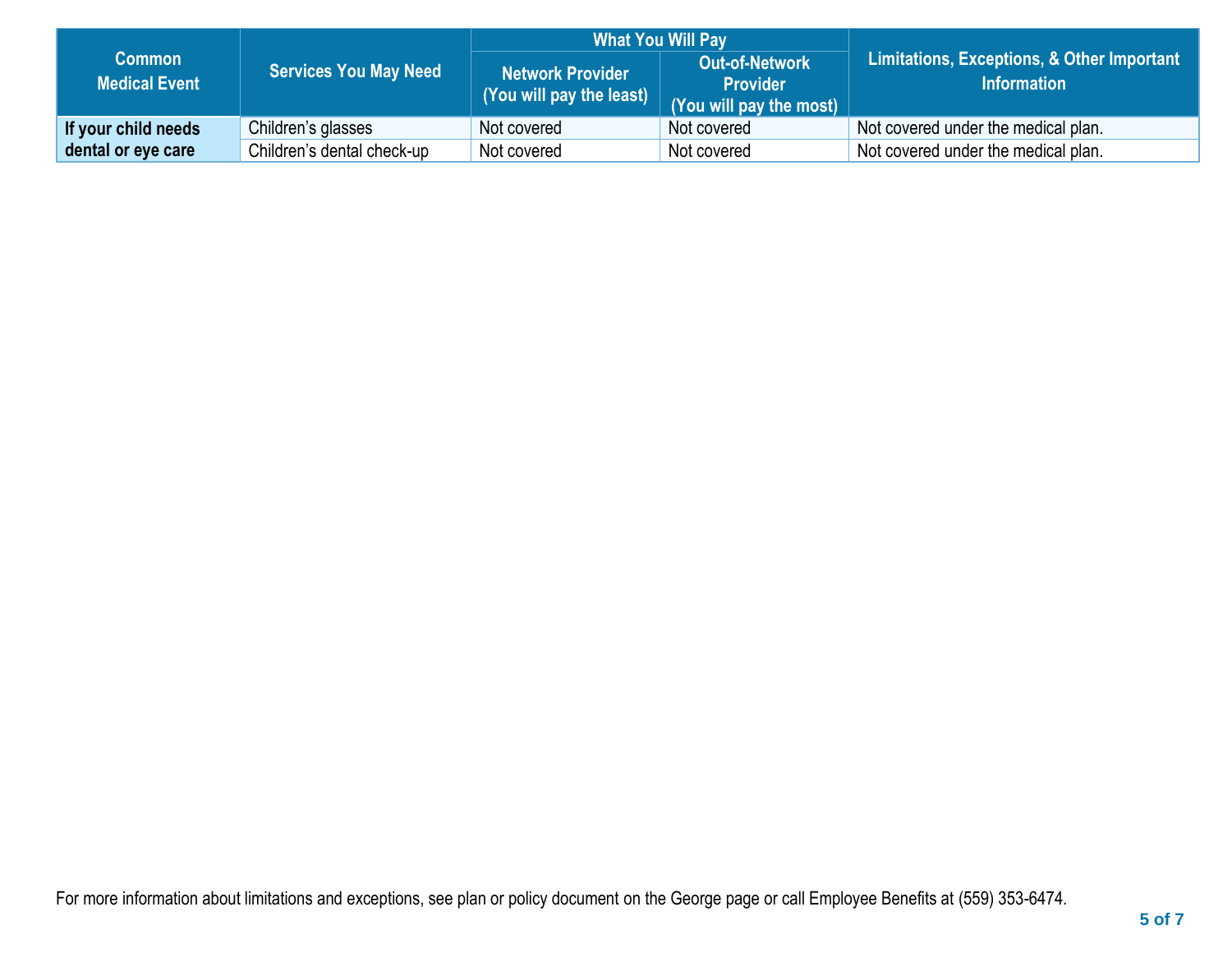| Common Medical Event | Services You May Need | What You Will Pay | | Limitations, Exceptions, & Other Important Information |
|---|---|---|---|---|
| | | Network Provider (You will pay the least) | Out-of-Network Provider (You will pay the most) | |
| **If your child needs dental or eye care** | Children's glasses | Not covered | Not covered | Not covered under the medical plan. |
| | Children's dental check-up | Not covered | Not covered | Not covered under the medical plan. |

For more information about limitations and exceptions, see plan or policy document on the George page or call Employee Benefits at (559) 353-6474.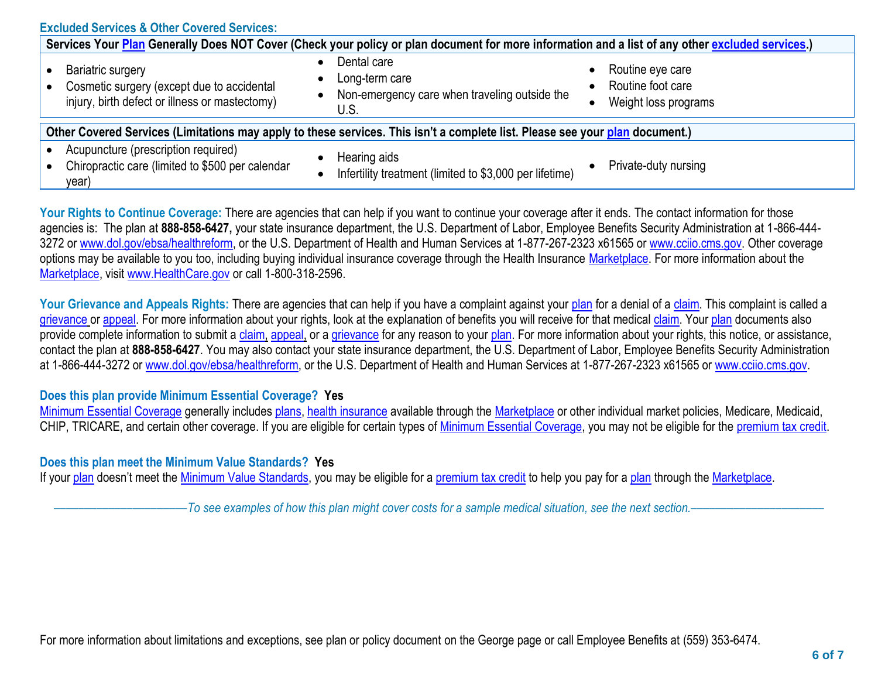### Excluded Services & Other Covered Services:

| Services Your Plan Generally Does NOT Cover (Check your policy or plan document for more information and a list of any other excluded services.) | | |
|---|---|---|
| • Bariatric surgery<br>• Cosmetic surgery (except due to accidental injury, birth defect or illness or mastectomy) | • Dental care<br>• Long-term care<br>• Non-emergency care when traveling outside the U.S. | • Routine eye care<br>• Routine foot care<br>• Weight loss programs |

| Other Covered Services (Limitations may apply to these services. This isn't a complete list. Please see your plan document.) | | |
|---|---|---|
| • Acupuncture (prescription required)<br>• Chiropractic care (limited to $500 per calendar year) | • Hearing aids<br>• Infertility treatment (limited to $3,000 per lifetime) | • Private-duty nursing |

**Your Rights to Continue Coverage:** There are agencies that can help if you want to continue your coverage after it ends. The contact information for those agencies is: The plan at **888-858-6427,** your state insurance department, the U.S. Department of Labor, Employee Benefits Security Administration at 1-866-444-3272 or www.dol.gov/ebsa/healthreform, or the U.S. Department of Health and Human Services at 1-877-267-2323 x61565 or www.cciio.cms.gov. Other coverage options may be available to you too, including buying individual insurance coverage through the Health Insurance Marketplace. For more information about the Marketplace, visit www.HealthCare.gov or call 1-800-318-2596.

**Your Grievance and Appeals Rights:** There are agencies that can help if you have a complaint against your plan for a denial of a claim. This complaint is called a grievance or appeal. For more information about your rights, look at the explanation of benefits you will receive for that medical claim. Your plan documents also provide complete information to submit a claim, appeal, or a grievance for any reason to your plan. For more information about your rights, this notice, or assistance, contact the plan at **888-858-6427**. You may also contact your state insurance department, the U.S. Department of Labor, Employee Benefits Security Administration at 1-866-444-3272 or www.dol.gov/ebsa/healthreform, or the U.S. Department of Health and Human Services at 1-877-267-2323 x61565 or www.cciio.cms.gov.

**Does this plan provide Minimum Essential Coverage? Yes**

Minimum Essential Coverage generally includes plans, health insurance available through the Marketplace or other individual market policies, Medicare, Medicaid, CHIP, TRICARE, and certain other coverage. If you are eligible for certain types of Minimum Essential Coverage, you may not be eligible for the premium tax credit.

**Does this plan meet the Minimum Value Standards? Yes**

If your plan doesn't meet the Minimum Value Standards, you may be eligible for a premium tax credit to help you pay for a plan through the Marketplace.

*——————————To see examples of how this plan might cover costs for a sample medical situation, see the next section.——————————*

For more information about limitations and exceptions, see plan or policy document on the George page or call Employee Benefits at (559) 353-6474.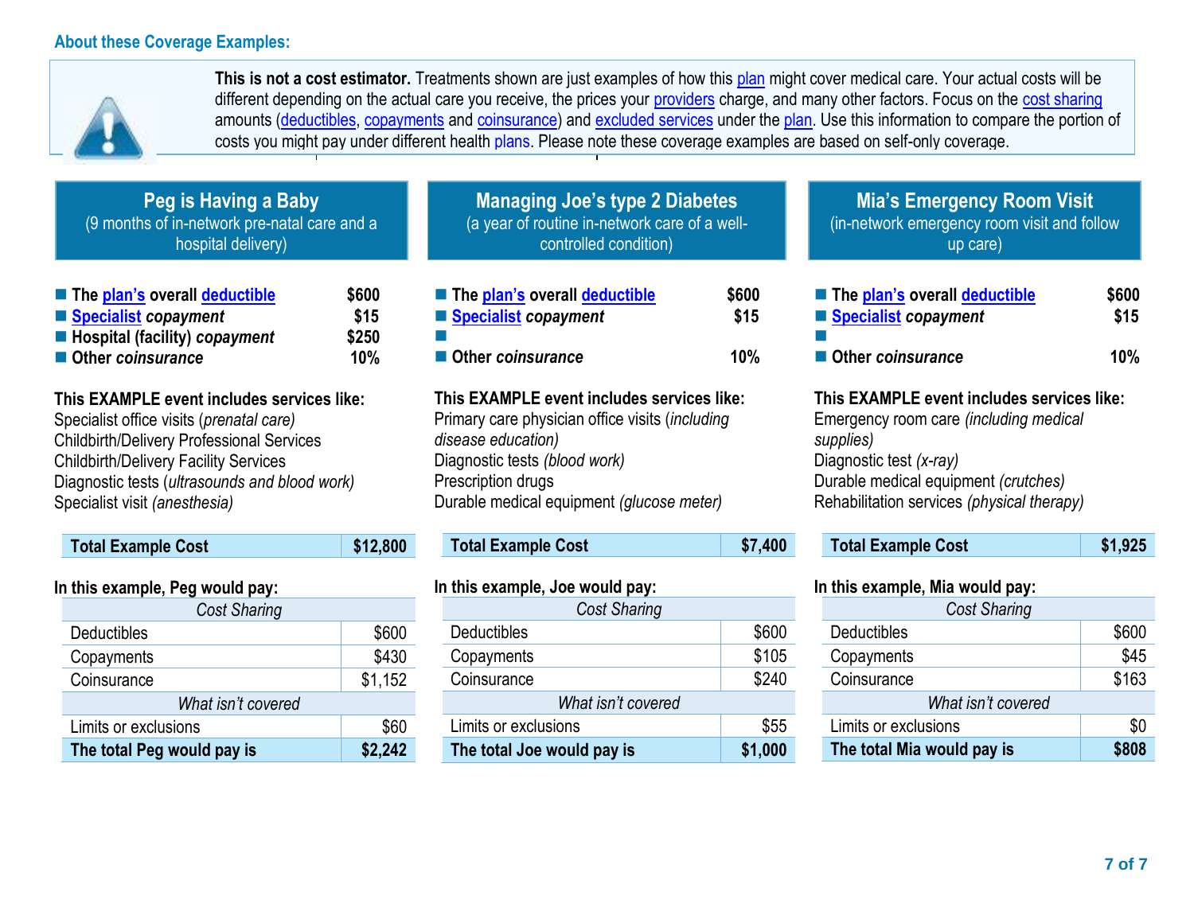### About these Coverage Examples:

**This is not a cost estimator.** Treatments shown are just examples of how this plan might cover medical care. Your actual costs will be different depending on the actual care you receive, the prices your providers charge, and many other factors. Focus on the cost sharing amounts (deductibles, copayments and coinsurance) and excluded services under the plan. Use this information to compare the portion of costs you might pay under different health plans. Please note these coverage examples are based on self-only coverage.

## Peg is Having a Baby

(9 months of in-network pre-natal care and a hospital delivery)

| | |
|---|---|
| **The plan's overall deductible** | **$600** |
| **Specialist *copayment*** | **$15** |
| **Hospital (facility) *copayment*** | **$250** |
| **Other *coinsurance*** | **10%** |

**This EXAMPLE event includes services like:**

Specialist office visits (*prenatal care)*
Childbirth/Delivery Professional Services
Childbirth/Delivery Facility Services
Diagnostic tests (*ultrasounds and blood work)*
Specialist visit *(anesthesia)*

| **Total Example Cost** | **$12,800** |
|---|---|

**In this example, Peg would pay:**

| *Cost Sharing* | |
|---|---|
| Deductibles | $600 |
| Copayments | $430 |
| Coinsurance | $1,152 |
| *What isn't covered* | |
| Limits or exclusions | $60 |
| **The total Peg would pay is** | **$2,242** |

## Managing Joe's type 2 Diabetes

(a year of routine in-network care of a well-controlled condition)

| | |
|---|---|
| **The plan's overall deductible** | **$600** |
| **Specialist *copayment*** | **$15** |
| | |
| **Other *coinsurance*** | **10%** |

**This EXAMPLE event includes services like:**

Primary care physician office visits (*including disease education)*
Diagnostic tests *(blood work)*
Prescription drugs
Durable medical equipment *(glucose meter)*

| **Total Example Cost** | **$7,400** |
|---|---|

**In this example, Joe would pay:**

| *Cost Sharing* | |
|---|---|
| Deductibles | $600 |
| Copayments | $105 |
| Coinsurance | $240 |
| *What isn't covered* | |
| Limits or exclusions | $55 |
| **The total Joe would pay is** | **$1,000** |

## Mia's Emergency Room Visit

(in-network emergency room visit and follow up care)

| | |
|---|---|
| **The plan's overall deductible** | **$600** |
| **Specialist *copayment*** | **$15** |
| | |
| **Other *coinsurance*** | **10%** |

**This EXAMPLE event includes services like:**

Emergency room care *(including medical supplies)*
Diagnostic test *(x-ray)*
Durable medical equipment *(crutches)*
Rehabilitation services *(physical therapy)*

| **Total Example Cost** | **$1,925** |
|---|---|

**In this example, Mia would pay:**

| *Cost Sharing* | |
|---|---|
| Deductibles | $600 |
| Copayments | $45 |
| Coinsurance | $163 |
| *What isn't covered* | |
| Limits or exclusions | $0 |
| **The total Mia would pay is** | **$808** |